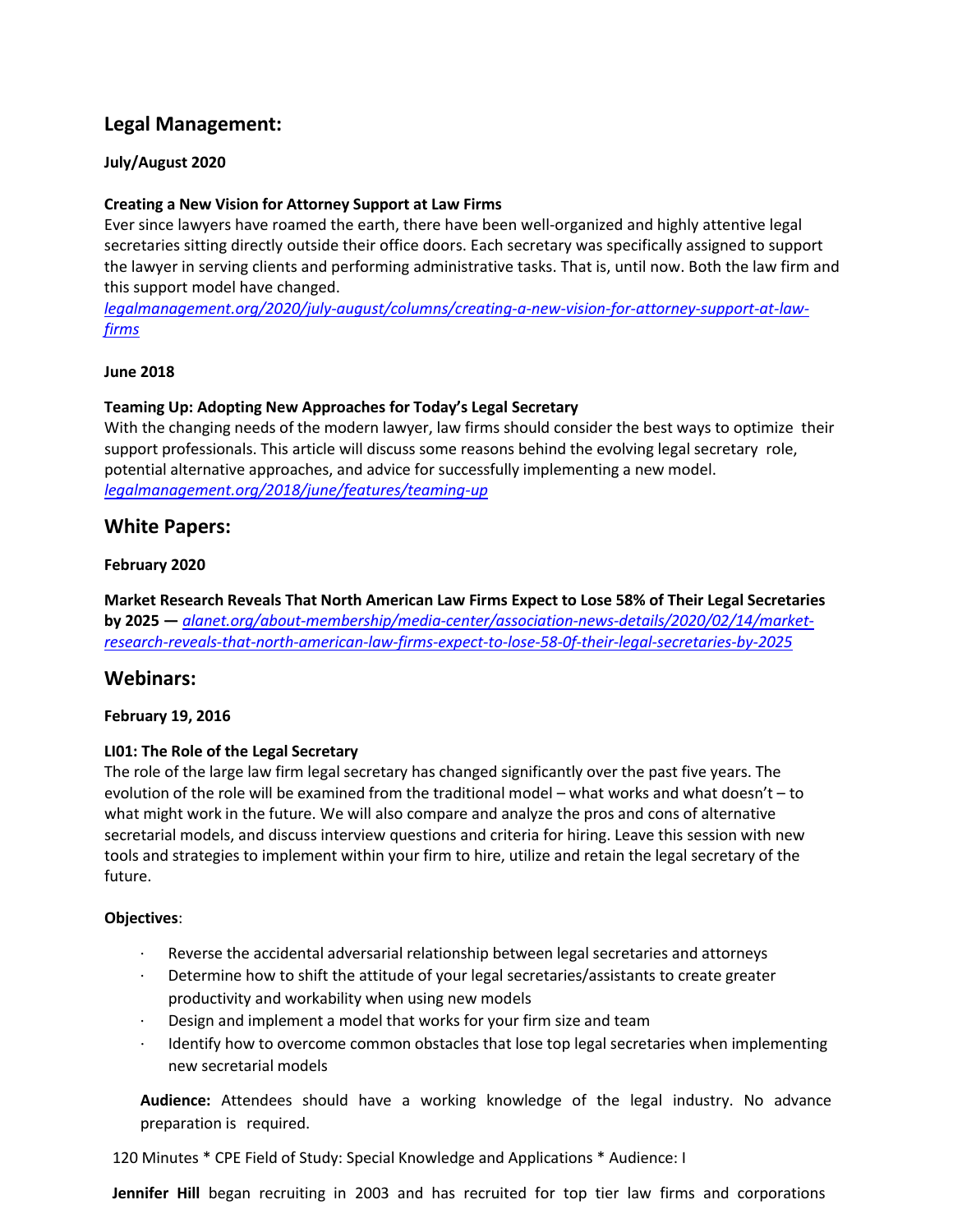## Legal Management:

**July/August 2020**

**Creating a New Vision for Attorney Support at Law Firms**
Ever since lawyers have roamed the earth, there have been well-organized and highly attentive legal secretaries sitting directly outside their office doors. Each secretary was specifically assigned to support the lawyer in serving clients and performing administrative tasks. That is, until now. Both the law firm and this support model have changed.
*legalmanagement.org/2020/july-august/columns/creating-a-new-vision-for-attorney-support-at-law-firms*

**June 2018**

**Teaming Up: Adopting New Approaches for Today's Legal Secretary**
With the changing needs of the modern lawyer, law firms should consider the best ways to optimize their support professionals. This article will discuss some reasons behind the evolving legal secretary role, potential alternative approaches, and advice for successfully implementing a new model.
*legalmanagement.org/2018/june/features/teaming-up*

## White Papers:

**February 2020**

**Market Research Reveals That North American Law Firms Expect to Lose 58% of Their Legal Secretaries by 2025 —** *alanet.org/about-membership/media-center/association-news-details/2020/02/14/market-research-reveals-that-north-american-law-firms-expect-to-lose-58-0f-their-legal-secretaries-by-2025*

## Webinars:

**February 19, 2016**

**LI01: The Role of the Legal Secretary**
The role of the large law firm legal secretary has changed significantly over the past five years. The evolution of the role will be examined from the traditional model – what works and what doesn't – to what might work in the future. We will also compare and analyze the pros and cons of alternative secretarial models, and discuss interview questions and criteria for hiring. Leave this session with new tools and strategies to implement within your firm to hire, utilize and retain the legal secretary of the future.

**Objectives**:

- Reverse the accidental adversarial relationship between legal secretaries and attorneys
- Determine how to shift the attitude of your legal secretaries/assistants to create greater productivity and workability when using new models
- Design and implement a model that works for your firm size and team
- Identify how to overcome common obstacles that lose top legal secretaries when implementing new secretarial models

**Audience:** Attendees should have a working knowledge of the legal industry. No advance preparation is required.

120 Minutes * CPE Field of Study: Special Knowledge and Applications * Audience: I

**Jennifer Hill** began recruiting in 2003 and has recruited for top tier law firms and corporations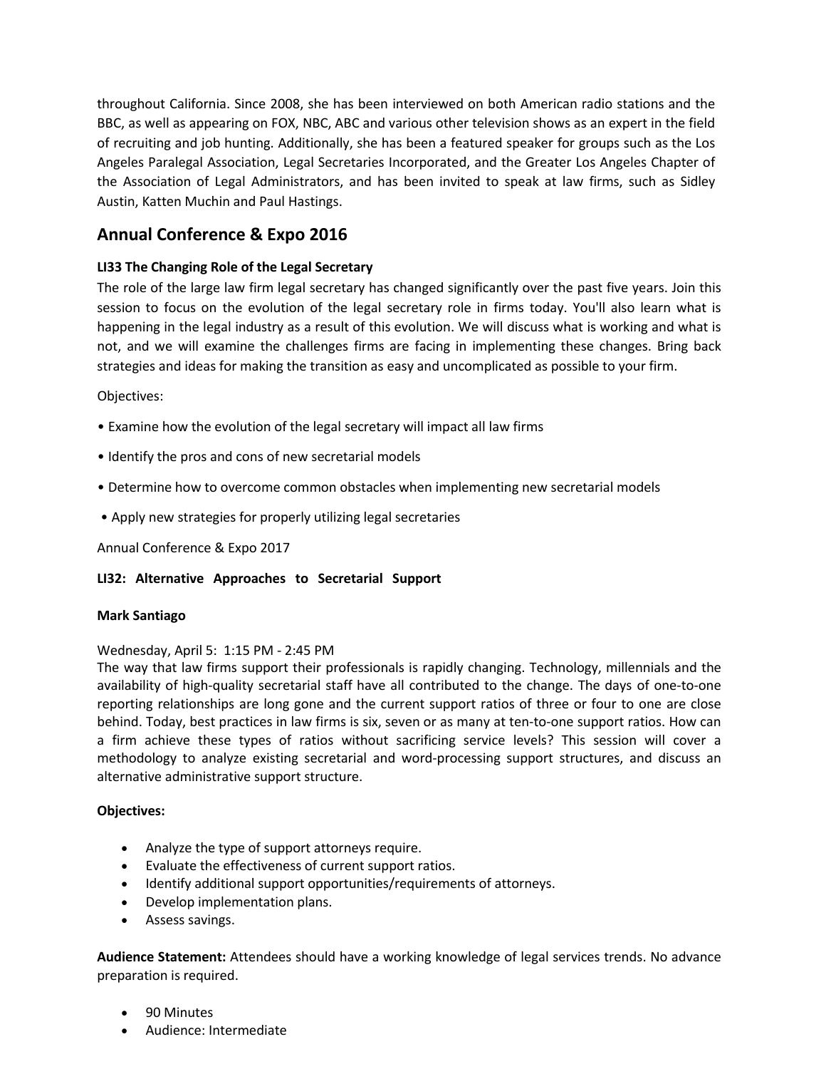throughout California. Since 2008, she has been interviewed on both American radio stations and the BBC, as well as appearing on FOX, NBC, ABC and various other television shows as an expert in the field of recruiting and job hunting. Additionally, she has been a featured speaker for groups such as the Los Angeles Paralegal Association, Legal Secretaries Incorporated, and the Greater Los Angeles Chapter of the Association of Legal Administrators, and has been invited to speak at law firms, such as Sidley Austin, Katten Muchin and Paul Hastings.

## Annual Conference & Expo 2016

**LI33 The Changing Role of the Legal Secretary**

The role of the large law firm legal secretary has changed significantly over the past five years. Join this session to focus on the evolution of the legal secretary role in firms today. You'll also learn what is happening in the legal industry as a result of this evolution. We will discuss what is working and what is not, and we will examine the challenges firms are facing in implementing these changes. Bring back strategies and ideas for making the transition as easy and uncomplicated as possible to your firm.

Objectives:

- Examine how the evolution of the legal secretary will impact all law firms
- Identify the pros and cons of new secretarial models
- Determine how to overcome common obstacles when implementing new secretarial models
- Apply new strategies for properly utilizing legal secretaries

Annual Conference & Expo 2017

**LI32: Alternative Approaches to Secretarial Support**

**Mark Santiago**

Wednesday, April 5: 1:15 PM - 2:45 PM

The way that law firms support their professionals is rapidly changing. Technology, millennials and the availability of high-quality secretarial staff have all contributed to the change. The days of one-to-one reporting relationships are long gone and the current support ratios of three or four to one are close behind. Today, best practices in law firms is six, seven or as many at ten-to-one support ratios. How can a firm achieve these types of ratios without sacrificing service levels? This session will cover a methodology to analyze existing secretarial and word-processing support structures, and discuss an alternative administrative support structure.

**Objectives:**

- Analyze the type of support attorneys require.
- Evaluate the effectiveness of current support ratios.
- Identify additional support opportunities/requirements of attorneys.
- Develop implementation plans.
- Assess savings.

**Audience Statement:** Attendees should have a working knowledge of legal services trends. No advance preparation is required.

- 90 Minutes
- Audience: Intermediate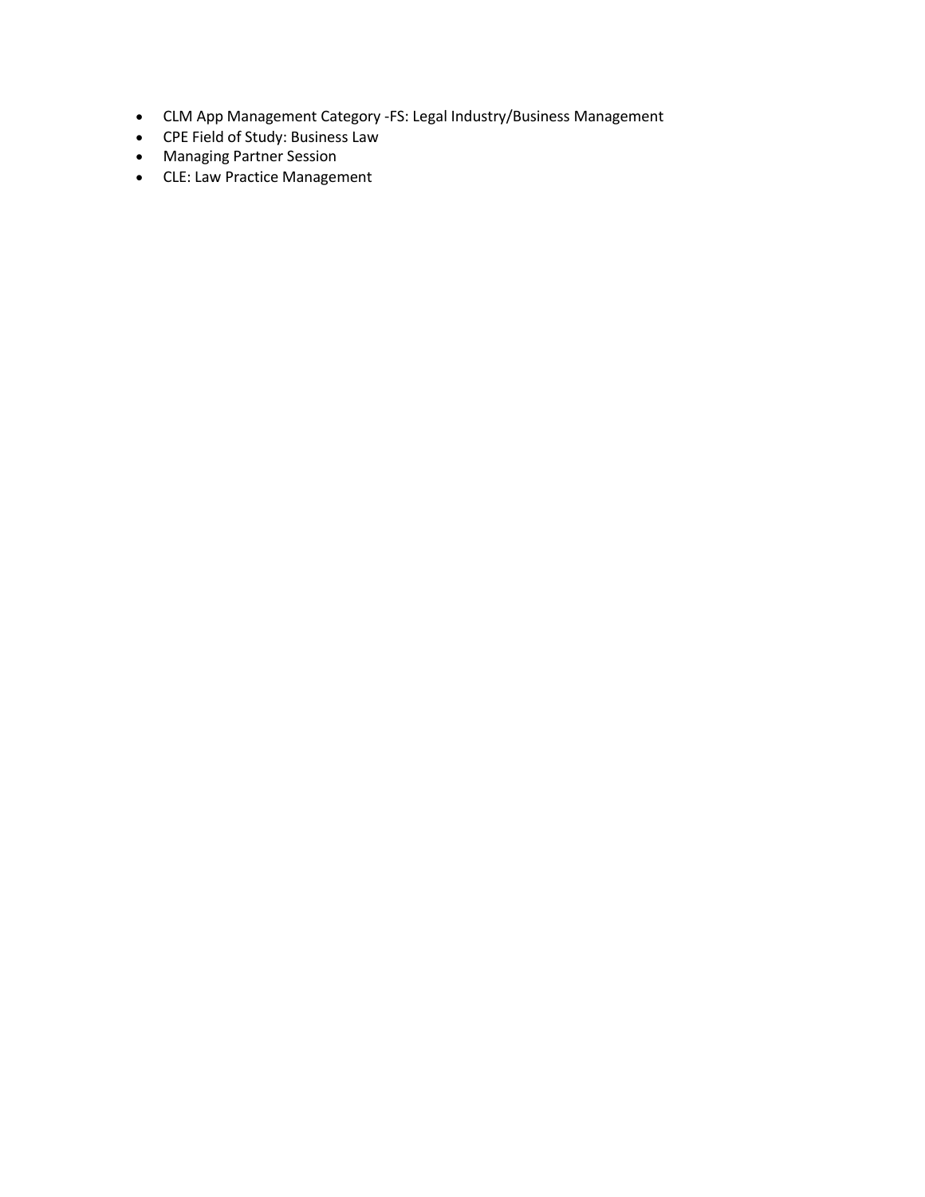- CLM App Management Category -FS: Legal Industry/Business Management
- CPE Field of Study: Business Law
- Managing Partner Session
- CLE: Law Practice Management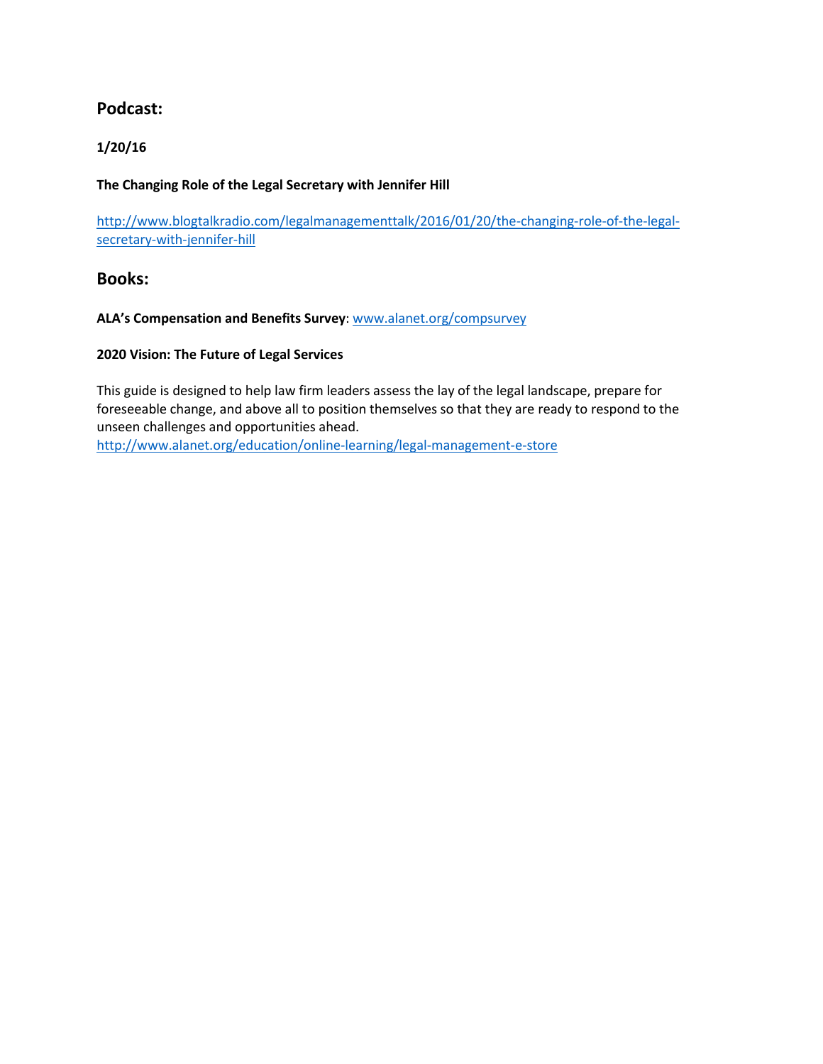## Podcast:

**1/20/16**

**The Changing Role of the Legal Secretary with Jennifer Hill**

http://www.blogtalkradio.com/legalmanagementtalk/2016/01/20/the-changing-role-of-the-legal-secretary-with-jennifer-hill

## Books:

**ALA's Compensation and Benefits Survey**: www.alanet.org/compsurvey

**2020 Vision: The Future of Legal Services**

This guide is designed to help law firm leaders assess the lay of the legal landscape, prepare for foreseeable change, and above all to position themselves so that they are ready to respond to the unseen challenges and opportunities ahead.
http://www.alanet.org/education/online-learning/legal-management-e-store